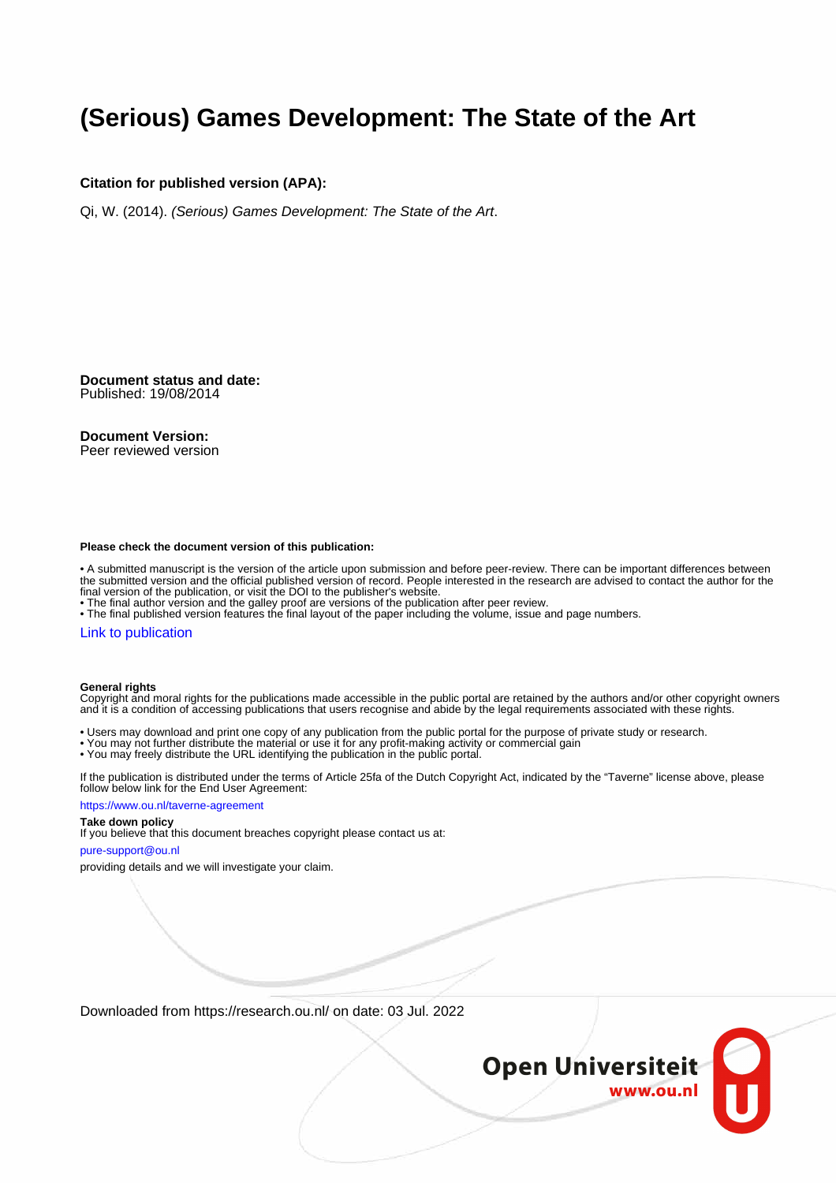# (Serious) Games Development: The State of the Art

**Citation for published version (APA):**

Qi, W. (2014). *(Serious) Games Development: The State of the Art*.

**Document status and date:**
Published: 19/08/2014

**Document Version:**
Peer reviewed version

**Please check the document version of this publication:**

• A submitted manuscript is the version of the article upon submission and before peer-review. There can be important differences between the submitted version and the official published version of record. People interested in the research are advised to contact the author for the final version of the publication, or visit the DOI to the publisher's website.
• The final author version and the galley proof are versions of the publication after peer review.
• The final published version features the final layout of the paper including the volume, issue and page numbers.

Link to publication

**General rights**
Copyright and moral rights for the publications made accessible in the public portal are retained by the authors and/or other copyright owners and it is a condition of accessing publications that users recognise and abide by the legal requirements associated with these rights.

• Users may download and print one copy of any publication from the public portal for the purpose of private study or research.
• You may not further distribute the material or use it for any profit-making activity or commercial gain
• You may freely distribute the URL identifying the publication in the public portal.

If the publication is distributed under the terms of Article 25fa of the Dutch Copyright Act, indicated by the "Taverne" license above, please follow below link for the End User Agreement:

https://www.ou.nl/taverne-agreement

**Take down policy**
If you believe that this document breaches copyright please contact us at:

pure-support@ou.nl

providing details and we will investigate your claim.

Downloaded from https://research.ou.nl/ on date: 03 Jul. 2022

Open Universiteit
www.ou.nl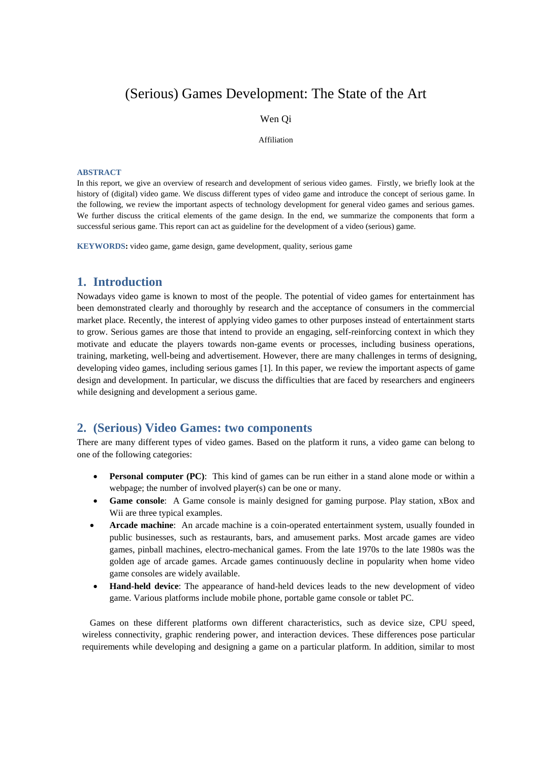# (Serious) Games Development: The State of the Art

Wen Qi

Affiliation

**ABSTRACT**

In this report, we give an overview of research and development of serious video games. Firstly, we briefly look at the history of (digital) video game. We discuss different types of video game and introduce the concept of serious game. In the following, we review the important aspects of technology development for general video games and serious games. We further discuss the critical elements of the game design. In the end, we summarize the components that form a successful serious game. This report can act as guideline for the development of a video (serious) game.

**KEYWORDS:** video game, game design, game development, quality, serious game

## 1. Introduction

Nowadays video game is known to most of the people. The potential of video games for entertainment has been demonstrated clearly and thoroughly by research and the acceptance of consumers in the commercial market place. Recently, the interest of applying video games to other purposes instead of entertainment starts to grow. Serious games are those that intend to provide an engaging, self-reinforcing context in which they motivate and educate the players towards non-game events or processes, including business operations, training, marketing, well-being and advertisement. However, there are many challenges in terms of designing, developing video games, including serious games [1]. In this paper, we review the important aspects of game design and development. In particular, we discuss the difficulties that are faced by researchers and engineers while designing and development a serious game.

## 2. (Serious) Video Games: two components

There are many different types of video games. Based on the platform it runs, a video game can belong to one of the following categories:

- **Personal computer (PC)**: This kind of games can be run either in a stand alone mode or within a webpage; the number of involved player(s) can be one or many.
- **Game console**: A Game console is mainly designed for gaming purpose. Play station, xBox and Wii are three typical examples.
- **Arcade machine**: An arcade machine is a coin-operated entertainment system, usually founded in public businesses, such as restaurants, bars, and amusement parks. Most arcade games are video games, pinball machines, electro-mechanical games. From the late 1970s to the late 1980s was the golden age of arcade games. Arcade games continuously decline in popularity when home video game consoles are widely available.
- **Hand-held device**: The appearance of hand-held devices leads to the new development of video game. Various platforms include mobile phone, portable game console or tablet PC.

Games on these different platforms own different characteristics, such as device size, CPU speed, wireless connectivity, graphic rendering power, and interaction devices. These differences pose particular requirements while developing and designing a game on a particular platform. In addition, similar to most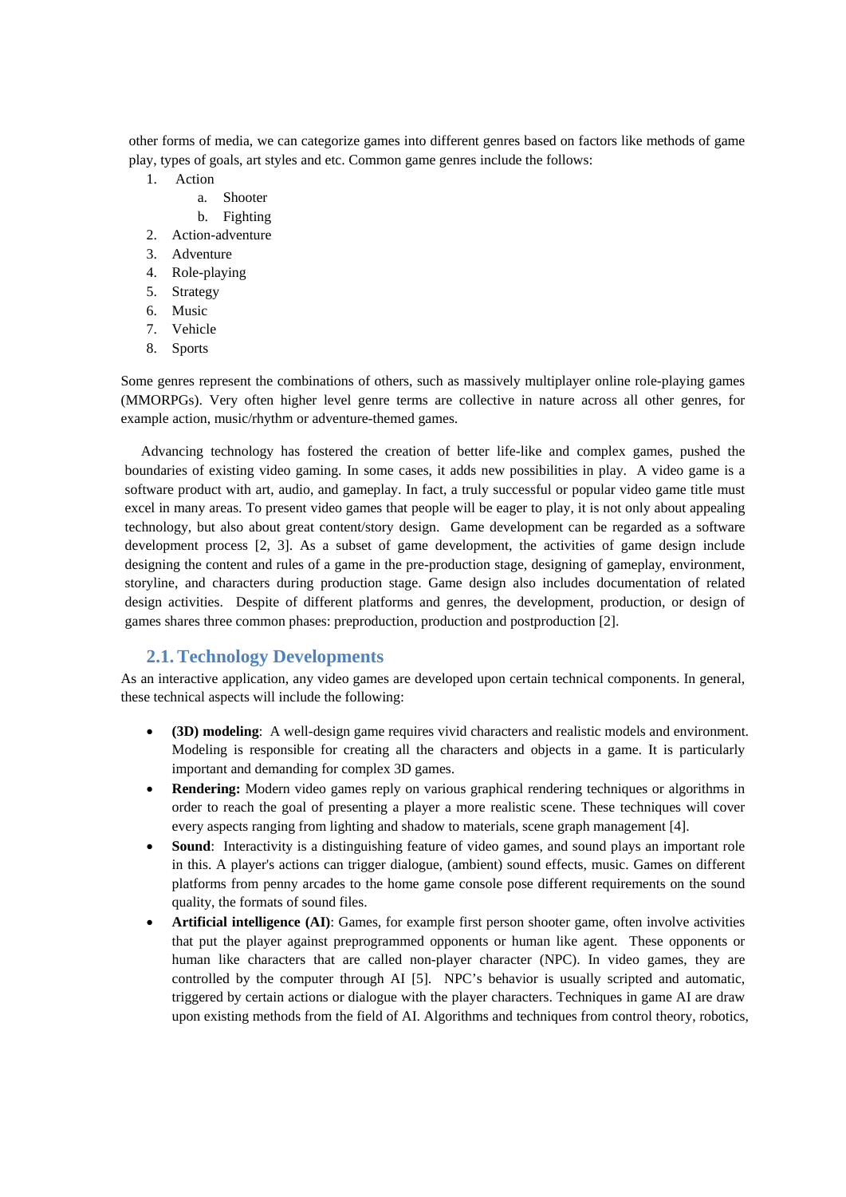other forms of media, we can categorize games into different genres based on factors like methods of game play, types of goals, art styles and etc. Common game genres include the follows:

1. Action
    a. Shooter
    b. Fighting
2. Action-adventure
3. Adventure
4. Role-playing
5. Strategy
6. Music
7. Vehicle
8. Sports

Some genres represent the combinations of others, such as massively multiplayer online role-playing games (MMORPGs). Very often higher level genre terms are collective in nature across all other genres, for example action, music/rhythm or adventure-themed games.

Advancing technology has fostered the creation of better life-like and complex games, pushed the boundaries of existing video gaming. In some cases, it adds new possibilities in play. A video game is a software product with art, audio, and gameplay. In fact, a truly successful or popular video game title must excel in many areas. To present video games that people will be eager to play, it is not only about appealing technology, but also about great content/story design. Game development can be regarded as a software development process [2, 3]. As a subset of game development, the activities of game design include designing the content and rules of a game in the pre-production stage, designing of gameplay, environment, storyline, and characters during production stage. Game design also includes documentation of related design activities. Despite of different platforms and genres, the development, production, or design of games shares three common phases: preproduction, production and postproduction [2].

## 2.1. Technology Developments

As an interactive application, any video games are developed upon certain technical components. In general, these technical aspects will include the following:

- **(3D) modeling**: A well-design game requires vivid characters and realistic models and environment. Modeling is responsible for creating all the characters and objects in a game. It is particularly important and demanding for complex 3D games.
- **Rendering:** Modern video games reply on various graphical rendering techniques or algorithms in order to reach the goal of presenting a player a more realistic scene. These techniques will cover every aspects ranging from lighting and shadow to materials, scene graph management [4].
- **Sound**: Interactivity is a distinguishing feature of video games, and sound plays an important role in this. A player's actions can trigger dialogue, (ambient) sound effects, music. Games on different platforms from penny arcades to the home game console pose different requirements on the sound quality, the formats of sound files.
- **Artificial intelligence (AI)**: Games, for example first person shooter game, often involve activities that put the player against preprogrammed opponents or human like agent. These opponents or human like characters that are called non-player character (NPC). In video games, they are controlled by the computer through AI [5]. NPC's behavior is usually scripted and automatic, triggered by certain actions or dialogue with the player characters. Techniques in game AI are draw upon existing methods from the field of AI. Algorithms and techniques from control theory, robotics,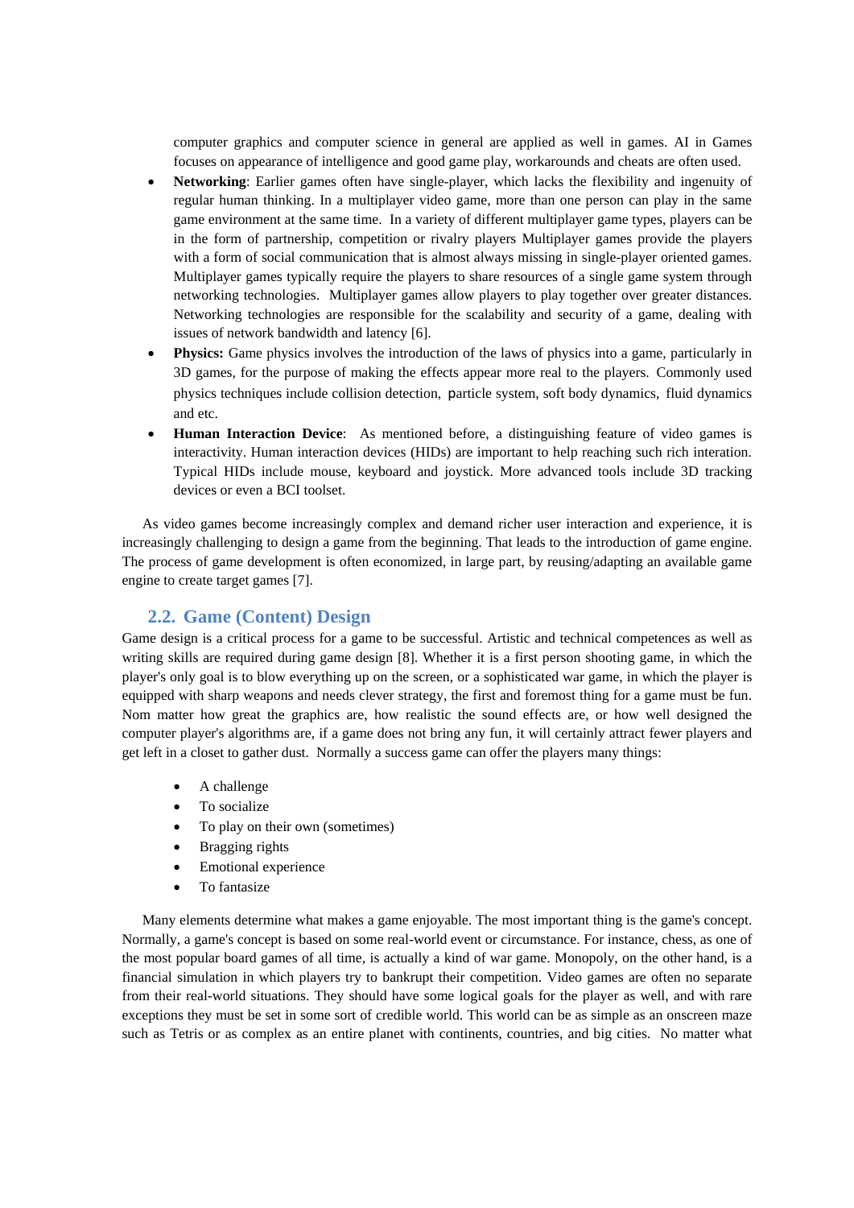computer graphics and computer science in general are applied as well in games. AI in Games focuses on appearance of intelligence and good game play, workarounds and cheats are often used.

- **Networking**: Earlier games often have single-player, which lacks the flexibility and ingenuity of regular human thinking. In a multiplayer video game, more than one person can play in the same game environment at the same time. In a variety of different multiplayer game types, players can be in the form of partnership, competition or rivalry players Multiplayer games provide the players with a form of social communication that is almost always missing in single-player oriented games. Multiplayer games typically require the players to share resources of a single game system through networking technologies. Multiplayer games allow players to play together over greater distances. Networking technologies are responsible for the scalability and security of a game, dealing with issues of network bandwidth and latency [6].
- **Physics:** Game physics involves the introduction of the laws of physics into a game, particularly in 3D games, for the purpose of making the effects appear more real to the players. Commonly used physics techniques include collision detection, particle system, soft body dynamics, fluid dynamics and etc.
- **Human Interaction Device**: As mentioned before, a distinguishing feature of video games is interactivity. Human interaction devices (HIDs) are important to help reaching such rich interation. Typical HIDs include mouse, keyboard and joystick. More advanced tools include 3D tracking devices or even a BCI toolset.

As video games become increasingly complex and demand richer user interaction and experience, it is increasingly challenging to design a game from the beginning. That leads to the introduction of game engine. The process of game development is often economized, in large part, by reusing/adapting an available game engine to create target games [7].

## 2.2. Game (Content) Design

Game design is a critical process for a game to be successful. Artistic and technical competences as well as writing skills are required during game design [8]. Whether it is a first person shooting game, in which the player's only goal is to blow everything up on the screen, or a sophisticated war game, in which the player is equipped with sharp weapons and needs clever strategy, the first and foremost thing for a game must be fun. Nom matter how great the graphics are, how realistic the sound effects are, or how well designed the computer player's algorithms are, if a game does not bring any fun, it will certainly attract fewer players and get left in a closet to gather dust. Normally a success game can offer the players many things:

- A challenge
- To socialize
- To play on their own (sometimes)
- Bragging rights
- Emotional experience
- To fantasize

Many elements determine what makes a game enjoyable. The most important thing is the game's concept. Normally, a game's concept is based on some real-world event or circumstance. For instance, chess, as one of the most popular board games of all time, is actually a kind of war game. Monopoly, on the other hand, is a financial simulation in which players try to bankrupt their competition. Video games are often no separate from their real-world situations. They should have some logical goals for the player as well, and with rare exceptions they must be set in some sort of credible world. This world can be as simple as an onscreen maze such as Tetris or as complex as an entire planet with continents, countries, and big cities. No matter what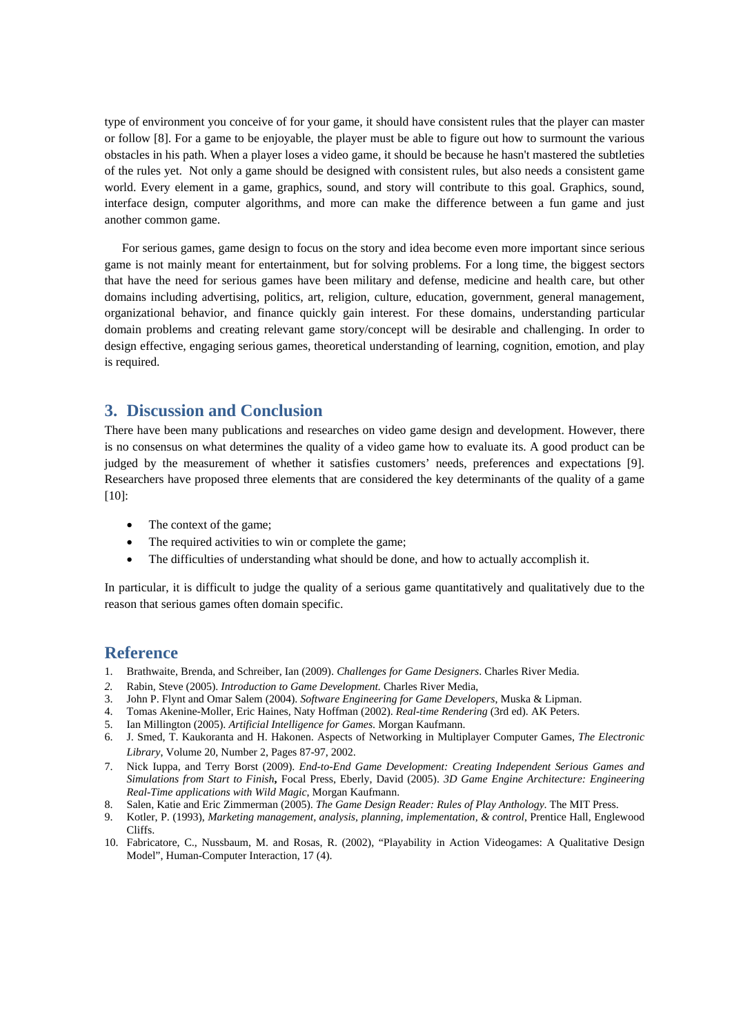type of environment you conceive of for your game, it should have consistent rules that the player can master or follow [8]. For a game to be enjoyable, the player must be able to figure out how to surmount the various obstacles in his path. When a player loses a video game, it should be because he hasn't mastered the subtleties of the rules yet. Not only a game should be designed with consistent rules, but also needs a consistent game world. Every element in a game, graphics, sound, and story will contribute to this goal. Graphics, sound, interface design, computer algorithms, and more can make the difference between a fun game and just another common game.

For serious games, game design to focus on the story and idea become even more important since serious game is not mainly meant for entertainment, but for solving problems. For a long time, the biggest sectors that have the need for serious games have been military and defense, medicine and health care, but other domains including advertising, politics, art, religion, culture, education, government, general management, organizational behavior, and finance quickly gain interest. For these domains, understanding particular domain problems and creating relevant game story/concept will be desirable and challenging. In order to design effective, engaging serious games, theoretical understanding of learning, cognition, emotion, and play is required.

## 3. Discussion and Conclusion

There have been many publications and researches on video game design and development. However, there is no consensus on what determines the quality of a video game how to evaluate its. A good product can be judged by the measurement of whether it satisfies customers' needs, preferences and expectations [9]. Researchers have proposed three elements that are considered the key determinants of the quality of a game [10]:

- The context of the game;
- The required activities to win or complete the game;
- The difficulties of understanding what should be done, and how to actually accomplish it.

In particular, it is difficult to judge the quality of a serious game quantitatively and qualitatively due to the reason that serious games often domain specific.

## Reference

1. Brathwaite, Brenda, and Schreiber, Ian (2009). *Challenges for Game Designers*. Charles River Media.
2. Rabin, Steve (2005). *Introduction to Game Development.* Charles River Media,
3. John P. Flynt and Omar Salem (2004). *Software Engineering for Game Developers*, Muska & Lipman.
4. Tomas Akenine-Moller, Eric Haines, Naty Hoffman (2002). *Real-time Rendering* (3rd ed). AK Peters.
5. Ian Millington (2005). *Artificial Intelligence for Games*. Morgan Kaufmann.
6. J. Smed, T. Kaukoranta and H. Hakonen. Aspects of Networking in Multiplayer Computer Games, *The Electronic Library*, Volume 20, Number 2, Pages 87-97, 2002.
7. Nick Iuppa, and Terry Borst (2009). *End-to-End Game Development: Creating Independent Serious Games and Simulations from Start to Finish***,** Focal Press, Eberly, David (2005). *3D Game Engine Architecture: Engineering Real-Time applications with Wild Magic*, Morgan Kaufmann.
8. Salen, Katie and Eric Zimmerman (2005). *The Game Design Reader: Rules of Play Anthology*. The MIT Press.
9. Kotler, P. (1993), *Marketing management, analysis, planning, implementation, & control*, Prentice Hall, Englewood Cliffs.
10. Fabricatore, C., Nussbaum, M. and Rosas, R. (2002), "Playability in Action Videogames: A Qualitative Design Model", Human-Computer Interaction, 17 (4).